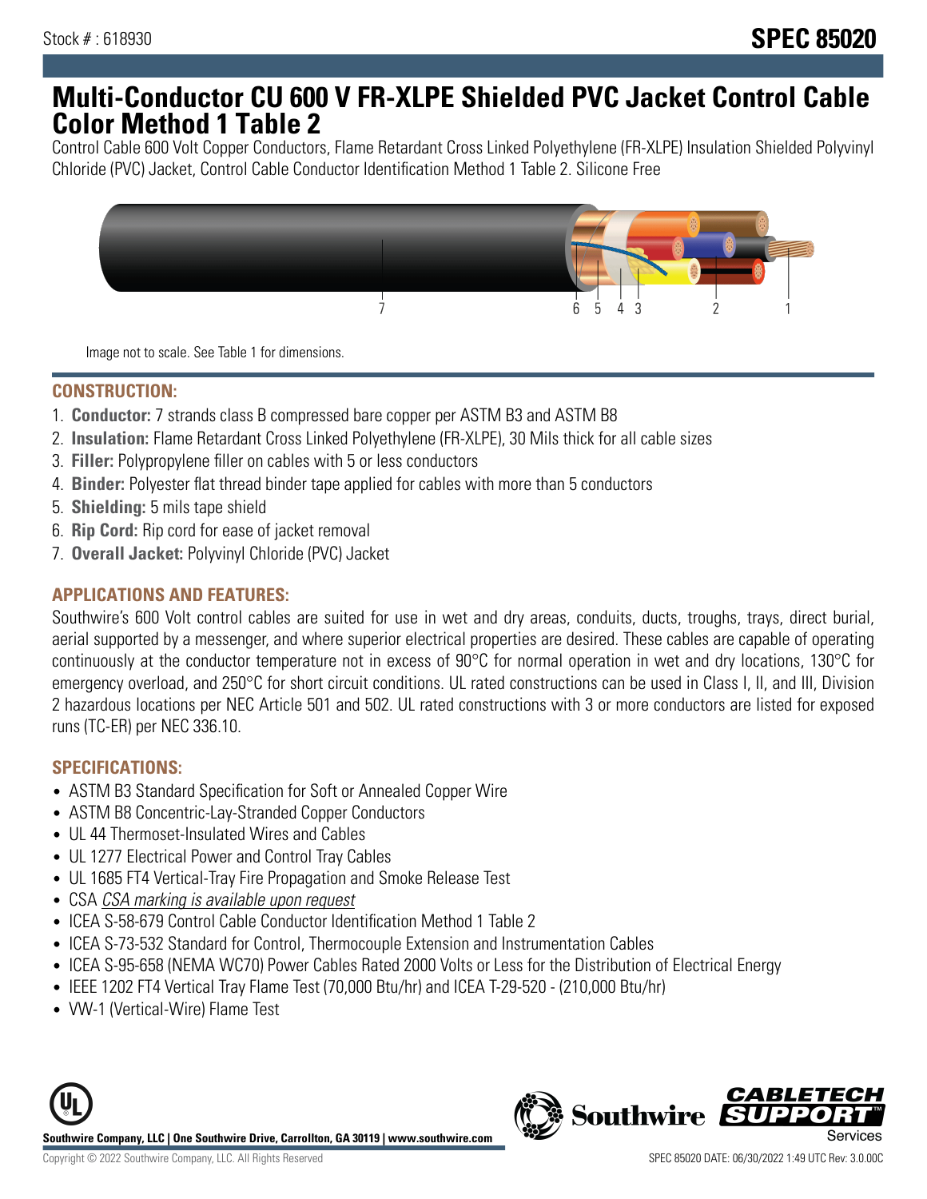Stock # : 618930

# SPEC 85020

# Multi-Conductor CU 600 V FR-XLPE Shielded PVC Jacket Control Cable Color Method 1 Table 2

Control Cable 600 Volt Copper Conductors, Flame Retardant Cross Linked Polyethylene (FR-XLPE) Insulation Shielded Polyvinyl Chloride (PVC) Jacket, Control Cable Conductor Identification Method 1 Table 2. Silicone Free

Image not to scale. See Table 1 for dimensions.

## CONSTRUCTION:

1. **Conductor:** 7 strands class B compressed bare copper per ASTM B3 and ASTM B8
2. **Insulation:** Flame Retardant Cross Linked Polyethylene (FR-XLPE), 30 Mils thick for all cable sizes
3. **Filler:** Polypropylene filler on cables with 5 or less conductors
4. **Binder:** Polyester flat thread binder tape applied for cables with more than 5 conductors
5. **Shielding:** 5 mils tape shield
6. **Rip Cord:** Rip cord for ease of jacket removal
7. **Overall Jacket:** Polyvinyl Chloride (PVC) Jacket

## APPLICATIONS AND FEATURES:

Southwire's 600 Volt control cables are suited for use in wet and dry areas, conduits, ducts, troughs, trays, direct burial, aerial supported by a messenger, and where superior electrical properties are desired. These cables are capable of operating continuously at the conductor temperature not in excess of 90°C for normal operation in wet and dry locations, 130°C for emergency overload, and 250°C for short circuit conditions. UL rated constructions can be used in Class I, II, and III, Division 2 hazardous locations per NEC Article 501 and 502. UL rated constructions with 3 or more conductors are listed for exposed runs (TC-ER) per NEC 336.10.

## SPECIFICATIONS:

- ASTM B3 Standard Specification for Soft or Annealed Copper Wire
- ASTM B8 Concentric-Lay-Stranded Copper Conductors
- UL 44 Thermoset-Insulated Wires and Cables
- UL 1277 Electrical Power and Control Tray Cables
- UL 1685 FT4 Vertical-Tray Fire Propagation and Smoke Release Test
- CSA *CSA marking is available upon request*
- ICEA S-58-679 Control Cable Conductor Identification Method 1 Table 2
- ICEA S-73-532 Standard for Control, Thermocouple Extension and Instrumentation Cables
- ICEA S-95-658 (NEMA WC70) Power Cables Rated 2000 Volts or Less for the Distribution of Electrical Energy
- IEEE 1202 FT4 Vertical Tray Flame Test (70,000 Btu/hr) and ICEA T-29-520 - (210,000 Btu/hr)
- VW-1 (Vertical-Wire) Flame Test

**Southwire Company, LLC | One Southwire Drive, Carrollton, GA 30119 | www.southwire.com**

Copyright © 2022 Southwire Company, LLC. All Rights Reserved

SPEC 85020 DATE: 06/30/2022 1:49 UTC Rev: 3.0.00C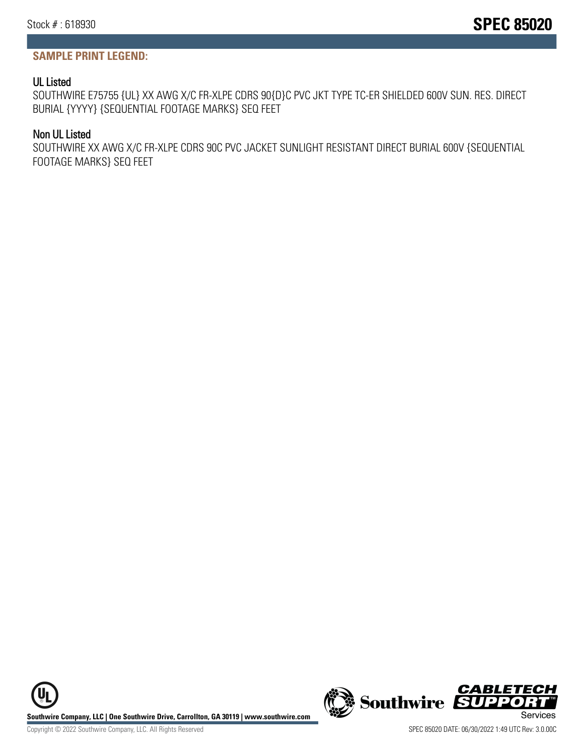## SAMPLE PRINT LEGEND:

### UL Listed

SOUTHWIRE E75755 {UL} XX AWG X/C FR-XLPE CDRS 90{D}C PVC JKT TYPE TC-ER SHIELDED 600V SUN. RES. DIRECT BURIAL {YYYY} {SEQUENTIAL FOOTAGE MARKS} SEQ FEET

### Non UL Listed

SOUTHWIRE XX AWG X/C FR-XLPE CDRS 90C PVC JACKET SUNLIGHT RESISTANT DIRECT BURIAL 600V {SEQUENTIAL FOOTAGE MARKS} SEQ FEET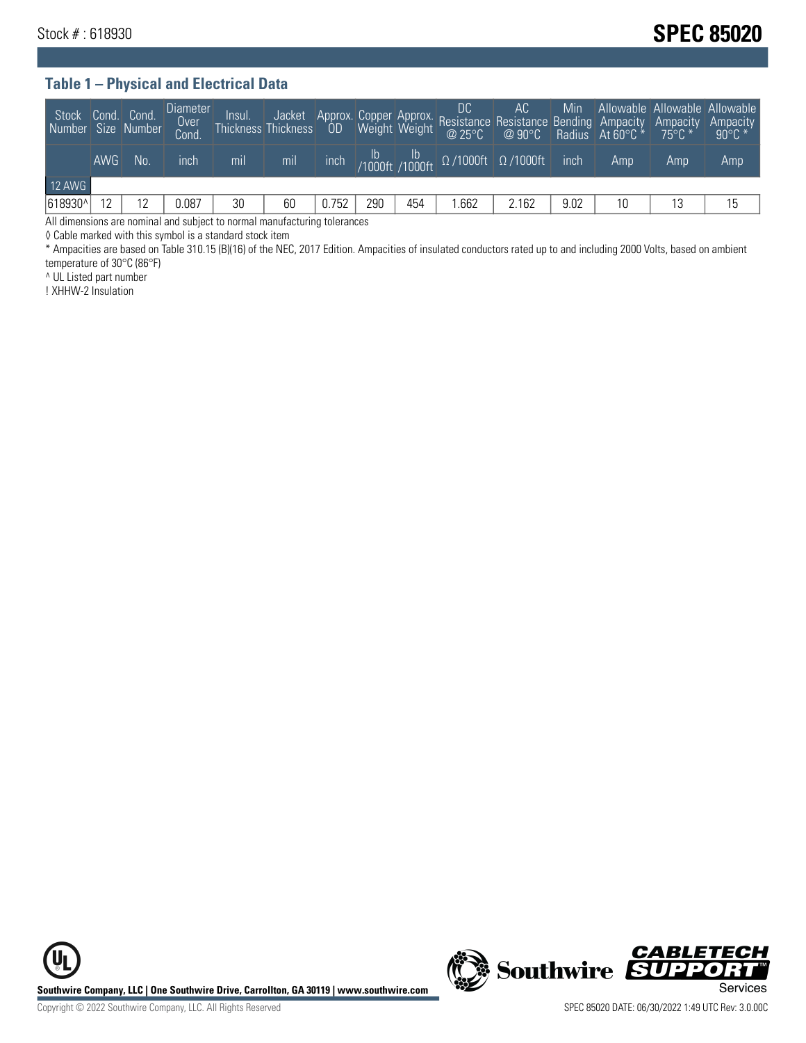### Table 1 – Physical and Electrical Data

| Stock Number | Cond. Size | Cond. Number | Diameter Over Cond. | Insul. Thickness | Jacket Thickness | Approx. OD | Copper Weight | Approx. Weight | DC Resistance @ 25°C | AC Resistance @ 90°C | Min Bending Radius | Allowable Ampacity At 60°C * | Allowable Ampacity 75°C * | Allowable Ampacity 90°C * |
|---|---|---|---|---|---|---|---|---|---|---|---|---|---|---|
| | AWG | No. | inch | mil | mil | inch | lb /1000ft | lb /1000ft | Ω /1000ft | Ω /1000ft | inch | Amp | Amp | Amp |
| 12 AWG | | | | | | | | | | | | | | |
| 618930^ | 12 | 12 | 0.087 | 30 | 60 | 0.752 | 290 | 454 | 1.662 | 2.162 | 9.02 | 10 | 13 | 15 |

All dimensions are nominal and subject to normal manufacturing tolerances

◊ Cable marked with this symbol is a standard stock item

* Ampacities are based on Table 310.15 (B)(16) of the NEC, 2017 Edition. Ampacities of insulated conductors rated up to and including 2000 Volts, based on ambient temperature of 30°C (86°F)

^ UL Listed part number

! XHHW-2 Insulation

**Southwire Company, LLC | One Southwire Drive, Carrollton, GA 30119 | www.southwire.com**

Copyright © 2022 Southwire Company, LLC. All Rights Reserved

SPEC 85020 DATE: 06/30/2022 1:49 UTC Rev: 3.0.00C